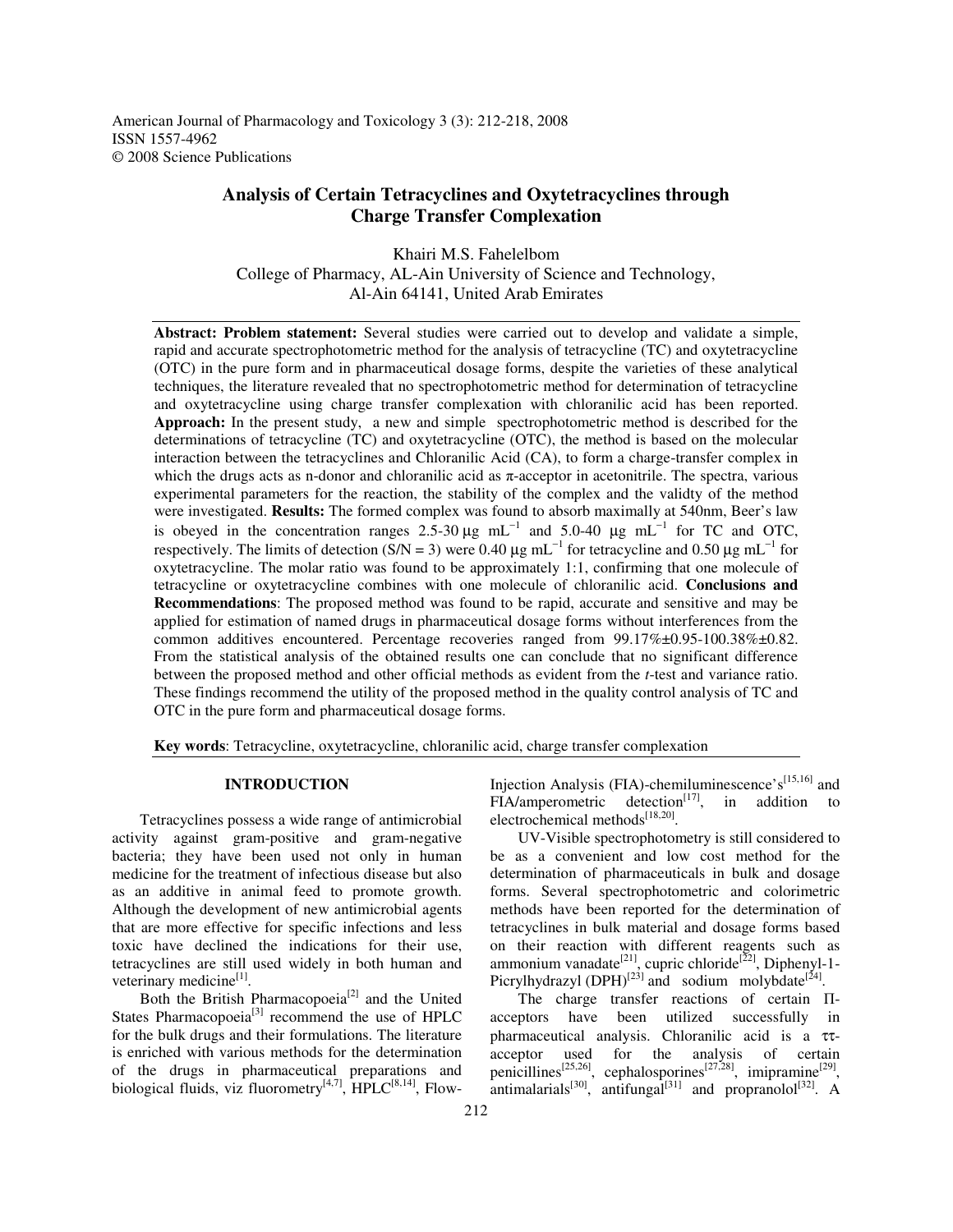# Analysis of Certain Tetracyclines and Oxytetracyclines through Charge Transfer Complexation

Khairi M.S. Fahelelbom
College of Pharmacy, AL-Ain University of Science and Technology,
Al-Ain 64141, United Arab Emirates

**Abstract: Problem statement:** Several studies were carried out to develop and validate a simple, rapid and accurate spectrophotometric method for the analysis of tetracycline (TC) and oxytetracycline (OTC) in the pure form and in pharmaceutical dosage forms, despite the varieties of these analytical techniques, the literature revealed that no spectrophotometric method for determination of tetracycline and oxytetracycline using charge transfer complexation with chloranilic acid has been reported. **Approach:** In the present study, a new and simple spectrophotometric method is described for the determinations of tetracycline (TC) and oxytetracycline (OTC), the method is based on the molecular interaction between the tetracyclines and Chloranilic Acid (CA), to form a charge-transfer complex in which the drugs acts as n-donor and chloranilic acid as π-acceptor in acetonitrile. The spectra, various experimental parameters for the reaction, the stability of the complex and the validty of the method were investigated. **Results:** The formed complex was found to absorb maximally at 540nm, Beer's law is obeyed in the concentration ranges 2.5-30 μg $mL^{-1}$ and 5.0-40 μg $mL^{-1}$ for TC and OTC, respectively. The limits of detection (S/N = 3) were 0.40 μg $mL^{-1}$ for tetracycline and 0.50 μg $mL^{-1}$ for oxytetracycline. The molar ratio was found to be approximately 1:1, confirming that one molecule of tetracycline or oxytetracycline combines with one molecule of chloranilic acid. **Conclusions and Recommendations**: The proposed method was found to be rapid, accurate and sensitive and may be applied for estimation of named drugs in pharmaceutical dosage forms without interferences from the common additives encountered. Percentage recoveries ranged from 99.17%±0.95-100.38%±0.82. From the statistical analysis of the obtained results one can conclude that no significant difference between the proposed method and other official methods as evident from the *t*-test and variance ratio. These findings recommend the utility of the proposed method in the quality control analysis of TC and OTC in the pure form and pharmaceutical dosage forms.

**Key words**: Tetracycline, oxytetracycline, chloranilic acid, charge transfer complexation

## INTRODUCTION

Tetracyclines possess a wide range of antimicrobial activity against gram-positive and gram-negative bacteria; they have been used not only in human medicine for the treatment of infectious disease but also as an additive in animal feed to promote growth. Although the development of new antimicrobial agents that are more effective for specific infections and less toxic have declined the indications for their use, tetracyclines are still used widely in both human and veterinary medicine[1].

Both the British Pharmacopoeia[2] and the United States Pharmacopoeia[3] recommend the use of HPLC for the bulk drugs and their formulations. The literature is enriched with various methods for the determination of the drugs in pharmaceutical preparations and biological fluids, viz fluorometry[4,7], HPLC[8,14], Flow-Injection Analysis (FIA)-chemiluminescence's[15,16] and FIA/amperometric detection[17], in addition to electrochemical methods[18,20].

UV-Visible spectrophotometry is still considered to be as a convenient and low cost method for the determination of pharmaceuticals in bulk and dosage forms. Several spectrophotometric and colorimetric methods have been reported for the determination of tetracyclines in bulk material and dosage forms based on their reaction with different reagents such as ammonium vanadate[21], cupric chloride[22], Diphenyl-1-Picrylhydrazyl (DPH)[23] and sodium molybdate[24].

The charge transfer reactions of certain Π-acceptors have been utilized successfully in pharmaceutical analysis. Chloranilic acid is a ττ-acceptor used for the analysis of certain penicillines[25,26], cephalosporines[27,28], imipramine[29], antimalarials[30], antifungal[31] and propranolol[32]. A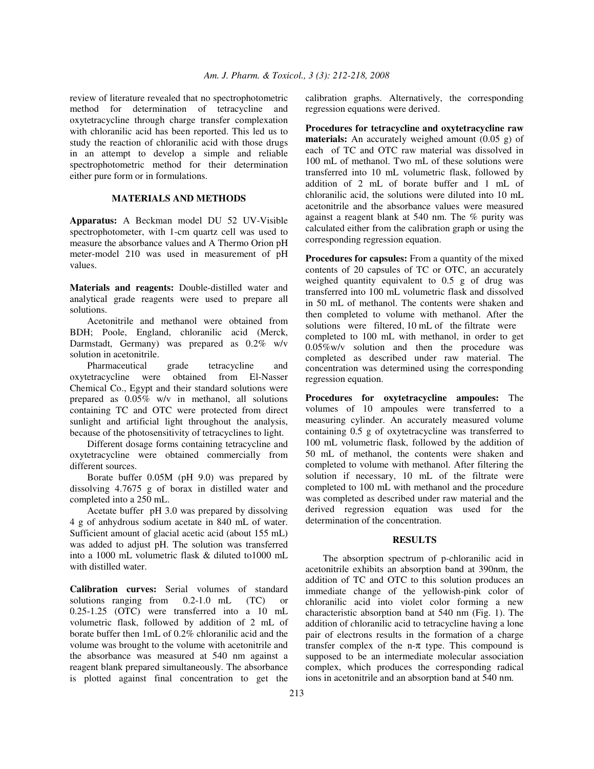review of literature revealed that no spectrophotometric method for determination of tetracycline and oxytetracycline through charge transfer complexation with chloranilic acid has been reported. This led us to study the reaction of chloranilic acid with those drugs in an attempt to develop a simple and reliable spectrophotometric method for their determination either pure form or in formulations.

## MATERIALS AND METHODS

**Apparatus:** A Beckman model DU 52 UV-Visible spectrophotometer, with 1-cm quartz cell was used to measure the absorbance values and A Thermo Orion pH meter-model 210 was used in measurement of pH values.

**Materials and reagents:** Double-distilled water and analytical grade reagents were used to prepare all solutions.

Acetonitrile and methanol were obtained from BDH; Poole, England, chloranilic acid (Merck, Darmstadt, Germany) was prepared as 0.2% w/v solution in acetonitrile.

Pharmaceutical grade tetracycline and oxytetracycline were obtained from El-Nasser Chemical Co., Egypt and their standard solutions were prepared as 0.05% w/v in methanol, all solutions containing TC and OTC were protected from direct sunlight and artificial light throughout the analysis, because of the photosensitivity of tetracyclines to light.

Different dosage forms containing tetracycline and oxytetracycline were obtained commercially from different sources.

Borate buffer 0.05M (pH 9.0) was prepared by dissolving 4.7675 g of borax in distilled water and completed into a 250 mL.

Acetate buffer pH 3.0 was prepared by dissolving 4 g of anhydrous sodium acetate in 840 mL of water. Sufficient amount of glacial acetic acid (about 155 mL) was added to adjust pH. The solution was transferred into a 1000 mL volumetric flask & diluted to1000 mL with distilled water.

**Calibration curves:** Serial volumes of standard solutions ranging from 0.2-1.0 mL (TC) or 0.25-1.25 (OTC) were transferred into a 10 mL volumetric flask, followed by addition of 2 mL of borate buffer then 1mL of 0.2% chloranilic acid and the volume was brought to the volume with acetonitrile and the absorbance was measured at 540 nm against a reagent blank prepared simultaneously. The absorbance is plotted against final concentration to get the calibration graphs. Alternatively, the corresponding regression equations were derived.

**Procedures for tetracycline and oxytetracycline raw materials:** An accurately weighed amount (0.05 g) of each of TC and OTC raw material was dissolved in 100 mL of methanol. Two mL of these solutions were transferred into 10 mL volumetric flask, followed by addition of 2 mL of borate buffer and 1 mL of chloranilic acid, the solutions were diluted into 10 mL acetonitrile and the absorbance values were measured against a reagent blank at 540 nm. The % purity was calculated either from the calibration graph or using the corresponding regression equation.

**Procedures for capsules:** From a quantity of the mixed contents of 20 capsules of TC or OTC, an accurately weighed quantity equivalent to 0.5 g of drug was transferred into 100 mL volumetric flask and dissolved in 50 mL of methanol. The contents were shaken and then completed to volume with methanol. After the solutions were filtered, 10 mL of the filtrate were completed to 100 mL with methanol, in order to get 0.05%w/v solution and then the procedure was completed as described under raw material. The concentration was determined using the corresponding regression equation.

**Procedures for oxytetracycline ampoules:** The volumes of 10 ampoules were transferred to a measuring cylinder. An accurately measured volume containing 0.5 g of oxytetracycline was transferred to 100 mL volumetric flask, followed by the addition of 50 mL of methanol, the contents were shaken and completed to volume with methanol. After filtering the solution if necessary, 10 mL of the filtrate were completed to 100 mL with methanol and the procedure was completed as described under raw material and the derived regression equation was used for the determination of the concentration.

## RESULTS

The absorption spectrum of p-chloranilic acid in acetonitrile exhibits an absorption band at 390nm, the addition of TC and OTC to this solution produces an immediate change of the yellowish-pink color of chloranilic acid into violet color forming a new characteristic absorption band at 540 nm (Fig. 1). The addition of chloranilic acid to tetracycline having a lone pair of electrons results in the formation of a charge transfer complex of the n-$\pi$ type. This compound is supposed to be an intermediate molecular association complex, which produces the corresponding radical ions in acetonitrile and an absorption band at 540 nm.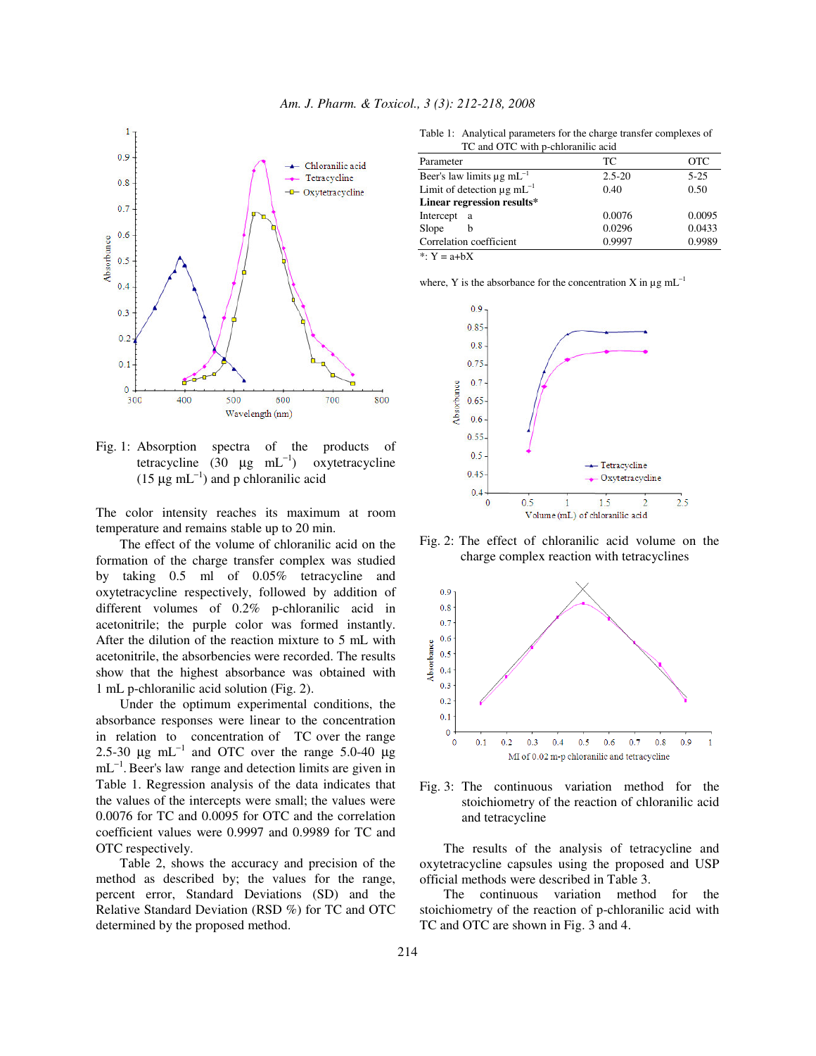Fig. 1: Absorption spectra of the products of tetracycline (30 µg $mL^{-1}$) oxytetracycline (15 µg $mL^{-1}$) and p chloranilic acid

The color intensity reaches its maximum at room temperature and remains stable up to 20 min.

The effect of the volume of chloranilic acid on the formation of the charge transfer complex was studied by taking 0.5 ml of 0.05% tetracycline and oxytetracycline respectively, followed by addition of different volumes of 0.2% p-chloranilic acid in acetonitrile; the purple color was formed instantly. After the dilution of the reaction mixture to 5 mL with acetonitrile, the absorbencies were recorded. The results show that the highest absorbance was obtained with 1 mL p-chloranilic acid solution (Fig. 2).

Under the optimum experimental conditions, the absorbance responses were linear to the concentration in relation to concentration of TC over the range 2.5-30 µg $mL^{-1}$ and OTC over the range 5.0-40 µg $mL^{-1}$. Beer's law range and detection limits are given in Table 1. Regression analysis of the data indicates that the values of the intercepts were small; the values were 0.0076 for TC and 0.0095 for OTC and the correlation coefficient values were 0.9997 and 0.9989 for TC and OTC respectively.

Table 2, shows the accuracy and precision of the method as described by; the values for the range, percent error, Standard Deviations (SD) and the Relative Standard Deviation (RSD %) for TC and OTC determined by the proposed method.

Table 1: Analytical parameters for the charge transfer complexes of TC and OTC with p-chloranilic acid

| Parameter | TC | OTC |
|---|---|---|
| Beer's law limits µg $mL^{-1}$ | 2.5-20 | 5-25 |
| Limit of detection µg $mL^{-1}$ | 0.40 | 0.50 |
| **Linear regression results*** | | |
| Intercept a | 0.0076 | 0.0095 |
| Slope b | 0.0296 | 0.0433 |
| Correlation coefficient | 0.9997 | 0.9989 |

*: Y = a+bX

where, Y is the absorbance for the concentration X in µg $mL^{-1}$

Fig. 2: The effect of chloranilic acid volume on the charge complex reaction with tetracyclines

Fig. 3: The continuous variation method for the stoichiometry of the reaction of chloranilic acid and tetracycline

The results of the analysis of tetracycline and oxytetracycline capsules using the proposed and USP official methods were described in Table 3.

The continuous variation method for the stoichiometry of the reaction of p-chloranilic acid with TC and OTC are shown in Fig. 3 and 4.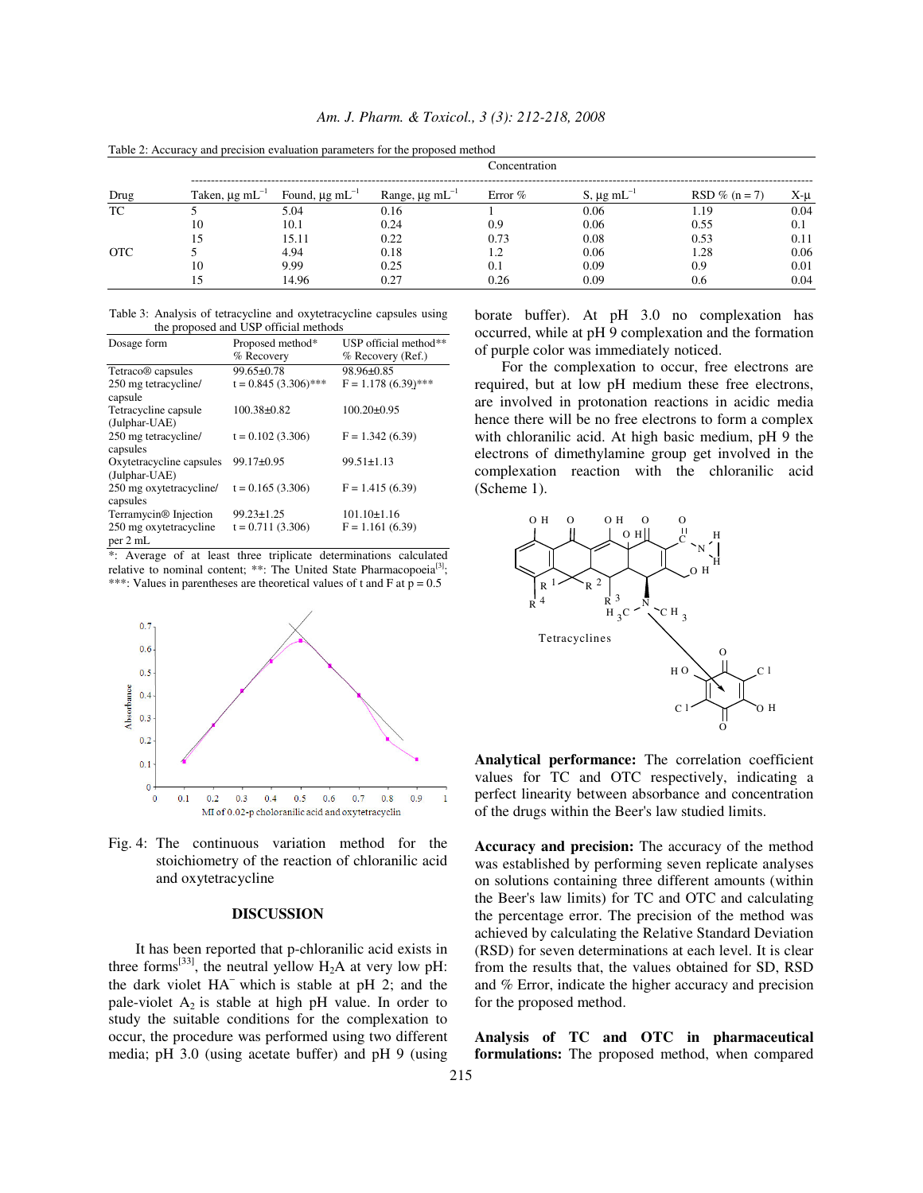Table 2: Accuracy and precision evaluation parameters for the proposed method

| Drug | Concentration | | | | | | |
|---|---|---|---|---|---|---|---|
| | Taken, µg mL$^{-1}$ | Found, µg mL$^{-1}$ | Range, µg mL$^{-1}$ | Error % | S, µg mL$^{-1}$ | RSD % (n = 7) | X-µ |
| TC | 5 | 5.04 | 0.16 | 1 | 0.06 | 1.19 | 0.04 |
| | 10 | 10.1 | 0.24 | 0.9 | 0.06 | 0.55 | 0.1 |
| | 15 | 15.11 | 0.22 | 0.73 | 0.08 | 0.53 | 0.11 |
| OTC | 5 | 4.94 | 0.18 | 1.2 | 0.06 | 1.28 | 0.06 |
| | 10 | 9.99 | 0.25 | 0.1 | 0.09 | 0.9 | 0.01 |
| | 15 | 14.96 | 0.27 | 0.26 | 0.09 | 0.6 | 0.04 |

Table 3: Analysis of tetracycline and oxytetracycline capsules using the proposed and USP official methods

| Dosage form | Proposed method* % Recovery | USP official method** % Recovery (Ref.) |
|---|---|---|
| Tetraco® capsules | 99.65±0.78 | 98.96±0.85 |
| 250 mg tetracycline/ capsule | t = 0.845 (3.306)*** | F = 1.178 (6.39)*** |
| Tetracycline capsule (Julphar-UAE) | 100.38±0.82 | 100.20±0.95 |
| 250 mg tetracycline/ capsules | t = 0.102 (3.306) | F = 1.342 (6.39) |
| Oxytetracycline capsules (Julphar-UAE) | 99.17±0.95 | 99.51±1.13 |
| 250 mg oxytetracycline/ capsules | t = 0.165 (3.306) | F = 1.415 (6.39) |
| Terramycin® Injection | 99.23±1.25 | 101.10±1.16 |
| 250 mg oxytetracycline per 2 mL | t = 0.711 (3.306) | F = 1.161 (6.39) |

*: Average of at least three triplicate determinations calculated relative to nominal content; **: The United State Pharmacopoeia[3]; ***: Values in parentheses are theoretical values of t and F at p = 0.5

Fig. 4: The continuous variation method for the stoichiometry of the reaction of chloranilic acid and oxytetracycline

## DISCUSSION

It has been reported that p-chloranilic acid exists in three forms[33], the neutral yellow $H_2A$ at very low pH: the dark violet $HA^-$ which is stable at pH 2; and the pale-violet $A_2$ is stable at high pH value. In order to study the suitable conditions for the complexation to occur, the procedure was performed using two different media; pH 3.0 (using acetate buffer) and pH 9 (using borate buffer). At pH 3.0 no complexation has occurred, while at pH 9 complexation and the formation of purple color was immediately noticed.

For the complexation to occur, free electrons are required, but at low pH medium these free electrons, are involved in protonation reactions in acidic media hence there will be no free electrons to form a complex with chloranilic acid. At high basic medium, pH 9 the electrons of dimethylamine group get involved in the complexation reaction with the chloranilic acid (Scheme 1).

**Analytical performance:** The correlation coefficient values for TC and OTC respectively, indicating a perfect linearity between absorbance and concentration of the drugs within the Beer's law studied limits.

**Accuracy and precision:** The accuracy of the method was established by performing seven replicate analyses on solutions containing three different amounts (within the Beer's law limits) for TC and OTC and calculating the percentage error. The precision of the method was achieved by calculating the Relative Standard Deviation (RSD) for seven determinations at each level. It is clear from the results that, the values obtained for SD, RSD and % Error, indicate the higher accuracy and precision for the proposed method.

**Analysis of TC and OTC in pharmaceutical formulations:** The proposed method, when compared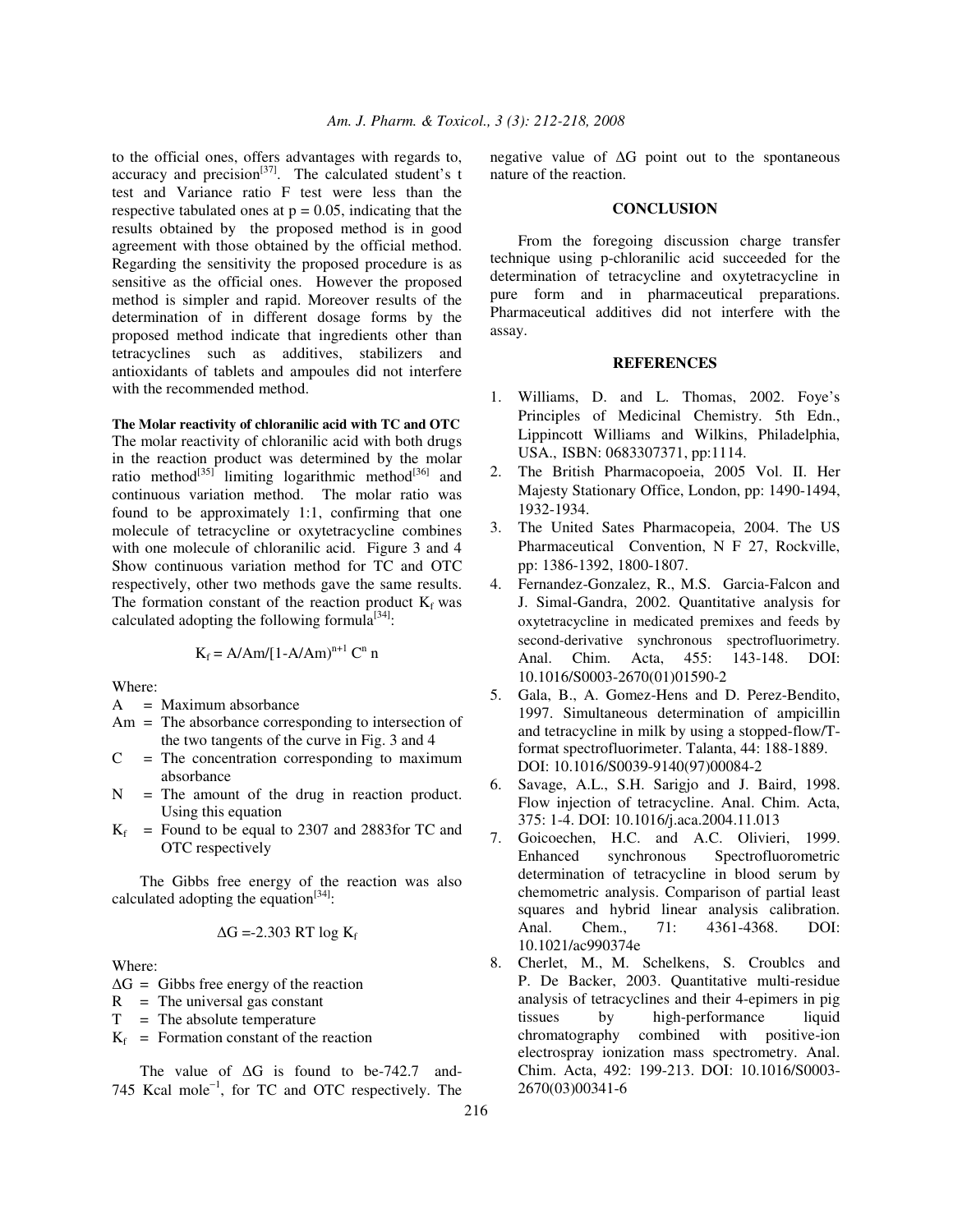to the official ones, offers advantages with regards to, accuracy and precision[37]. The calculated student's t test and Variance ratio F test were less than the respective tabulated ones at $p = 0.05$, indicating that the results obtained by the proposed method is in good agreement with those obtained by the official method. Regarding the sensitivity the proposed procedure is as sensitive as the official ones. However the proposed method is simpler and rapid. Moreover results of the determination of in different dosage forms by the proposed method indicate that ingredients other than tetracyclines such as additives, stabilizers and antioxidants of tablets and ampoules did not interfere with the recommended method.

**The Molar reactivity of chloranilic acid with TC and OTC**
The molar reactivity of chloranilic acid with both drugs in the reaction product was determined by the molar ratio method[35] limiting logarithmic method[36] and continuous variation method. The molar ratio was found to be approximately 1:1, confirming that one molecule of tetracycline or oxytetracycline combines with one molecule of chloranilic acid. Figure 3 and 4 Show continuous variation method for TC and OTC respectively, other two methods gave the same results. The formation constant of the reaction product $K_f$ was calculated adopting the following formula[34]:

$$K_f = A/Am/[1-A/Am)^{n+1} C^n n$$

Where:

- A = Maximum absorbance
- Am = The absorbance corresponding to intersection of the two tangents of the curve in Fig. 3 and 4
- C = The concentration corresponding to maximum absorbance
- N = The amount of the drug in reaction product. Using this equation
- $K_f$ = Found to be equal to 2307 and 2883for TC and OTC respectively

The Gibbs free energy of the reaction was also calculated adopting the equation[34]:

$$\Delta G = -2.303 \text{ RT} \log K_f$$

Where:

- $\Delta G$ = Gibbs free energy of the reaction
- R = The universal gas constant
- T = The absolute temperature
- $K_f$ = Formation constant of the reaction

The value of $\Delta G$ is found to be-742.7 and-745 Kcal $mole^{-1}$, for TC and OTC respectively. The negative value of $\Delta G$ point out to the spontaneous nature of the reaction.

## CONCLUSION

From the foregoing discussion charge transfer technique using p-chloranilic acid succeeded for the determination of tetracycline and oxytetracycline in pure form and in pharmaceutical preparations. Pharmaceutical additives did not interfere with the assay.

## REFERENCES

1. Williams, D. and L. Thomas, 2002. Foye's Principles of Medicinal Chemistry. 5th Edn., Lippincott Williams and Wilkins, Philadelphia, USA., ISBN: 0683307371, pp:1114.
2. The British Pharmacopoeia, 2005 Vol. II. Her Majesty Stationary Office, London, pp: 1490-1494, 1932-1934.
3. The United Sates Pharmacopeia, 2004. The US Pharmaceutical Convention, N F 27, Rockville, pp: 1386-1392, 1800-1807.
4. Fernandez-Gonzalez, R., M.S. Garcia-Falcon and J. Simal-Gandra, 2002. Quantitative analysis for oxytetracycline in medicated premixes and feeds by second-derivative synchronous spectrofluorimetry. Anal. Chim. Acta, 455: 143-148. DOI: 10.1016/S0003-2670(01)01590-2
5. Gala, B., A. Gomez-Hens and D. Perez-Bendito, 1997. Simultaneous determination of ampicillin and tetracycline in milk by using a stopped-flow/T-format spectrofluorimeter. Talanta, 44: 188-1889. DOI: 10.1016/S0039-9140(97)00084-2
6. Savage, A.L., S.H. Sarigjo and J. Baird, 1998. Flow injection of tetracycline. Anal. Chim. Acta, 375: 1-4. DOI: 10.1016/j.aca.2004.11.013
7. Goicoechen, H.C. and A.C. Olivieri, 1999. Enhanced synchronous Spectrofluorometric determination of tetracycline in blood serum by chemometric analysis. Comparison of partial least squares and hybrid linear analysis calibration. Anal. Chem., 71: 4361-4368. DOI: 10.1021/ac990374e
8. Cherlet, M., M. Schelkens, S. Croublcs and P. De Backer, 2003. Quantitative multi-residue analysis of tetracyclines and their 4-epimers in pig tissues by high-performance liquid chromatography combined with positive-ion electrospray ionization mass spectrometry. Anal. Chim. Acta, 492: 199-213. DOI: 10.1016/S0003-2670(03)00341-6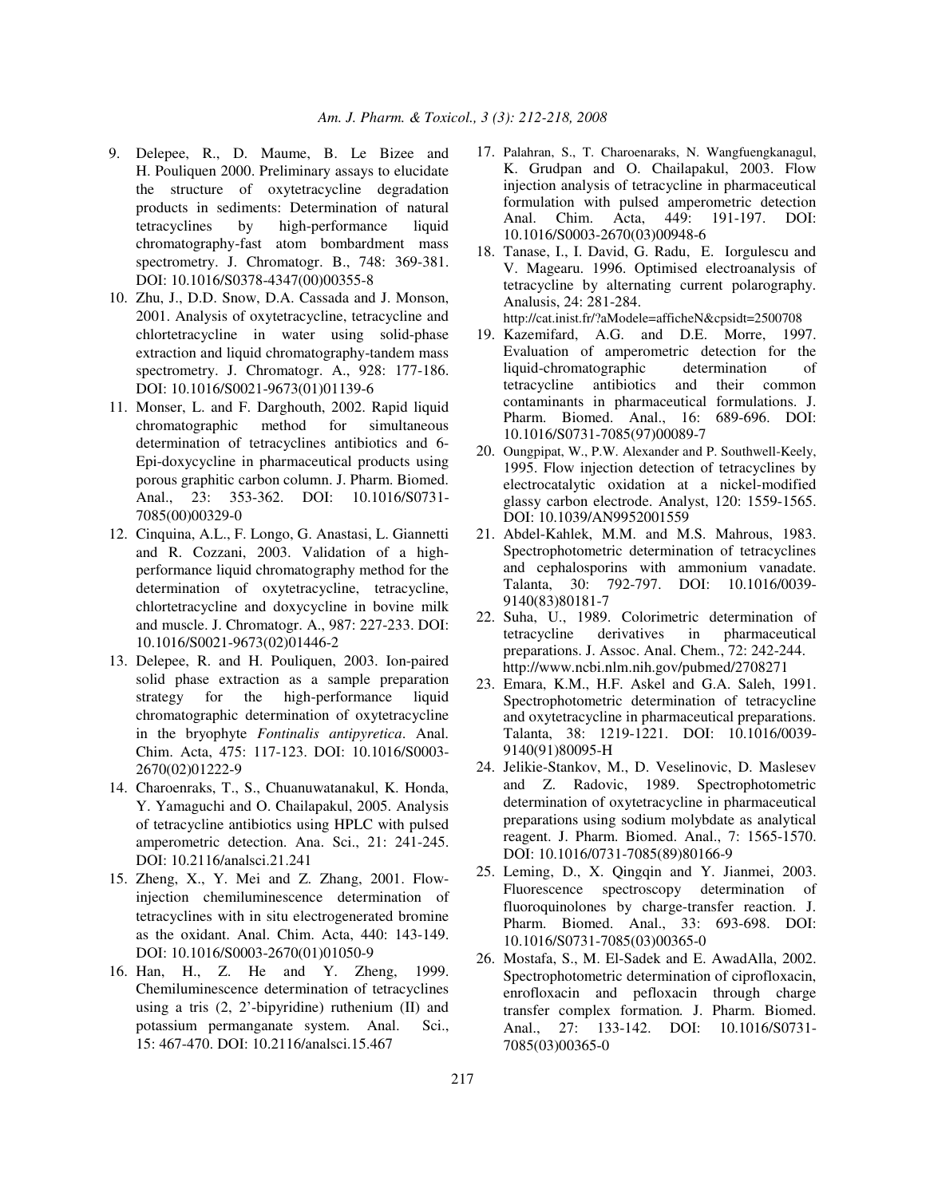9. Delepee, R., D. Maume, B. Le Bizee and H. Pouliquen 2000. Preliminary assays to elucidate the structure of oxytetracycline degradation products in sediments: Determination of natural tetracyclines by high-performance liquid chromatography-fast atom bombardment mass spectrometry. J. Chromatogr. B., 748: 369-381. DOI: 10.1016/S0378-4347(00)00355-8
10. Zhu, J., D.D. Snow, D.A. Cassada and J. Monson, 2001. Analysis of oxytetracycline, tetracycline and chlortetracycline in water using solid-phase extraction and liquid chromatography-tandem mass spectrometry. J. Chromatogr. A., 928: 177-186. DOI: 10.1016/S0021-9673(01)01139-6
11. Monser, L. and F. Darghouth, 2002. Rapid liquid chromatographic method for simultaneous determination of tetracyclines antibiotics and 6-Epi-doxycycline in pharmaceutical products using porous graphitic carbon column. J. Pharm. Biomed. Anal., 23: 353-362. DOI: 10.1016/S0731-7085(00)00329-0
12. Cinquina, A.L., F. Longo, G. Anastasi, L. Giannetti and R. Cozzani, 2003. Validation of a high-performance liquid chromatography method for the determination of oxytetracycline, tetracycline, chlortetracycline and doxycycline in bovine milk and muscle. J. Chromatogr. A., 987: 227-233. DOI: 10.1016/S0021-9673(02)01446-2
13. Delepee, R. and H. Pouliquen, 2003. Ion-paired solid phase extraction as a sample preparation strategy for the high-performance liquid chromatographic determination of oxytetracycline in the bryophyte *Fontinalis antipyretica*. Anal. Chim. Acta, 475: 117-123. DOI: 10.1016/S0003-2670(02)01222-9
14. Charoenraks, T., S., Chuanuwatanakul, K. Honda, Y. Yamaguchi and O. Chailapakul, 2005. Analysis of tetracycline antibiotics using HPLC with pulsed amperometric detection. Ana. Sci., 21: 241-245. DOI: 10.2116/analsci.21.241
15. Zheng, X., Y. Mei and Z. Zhang, 2001. Flow-injection chemiluminescence determination of tetracyclines with in situ electrogenerated bromine as the oxidant. Anal. Chim. Acta, 440: 143-149. DOI: 10.1016/S0003-2670(01)01050-9
16. Han, H., Z. He and Y. Zheng, 1999. Chemiluminescence determination of tetracyclines using a tris (2, 2'-bipyridine) ruthenium (II) and potassium permanganate system. Anal. Sci., 15: 467-470. DOI: 10.2116/analsci.15.467
17. Palahran, S., T. Charoenaraks, N. Wangfuengkanagul, K. Grudpan and O. Chailapakul, 2003. Flow injection analysis of tetracycline in pharmaceutical formulation with pulsed amperometric detection Anal. Chim. Acta, 449: 191-197. DOI: 10.1016/S0003-2670(03)00948-6
18. Tanase, I., I. David, G. Radu, E. Iorgulescu and V. Magearu. 1996. Optimised electroanalysis of tetracycline by alternating current polarography. Analusis, 24: 281-284. http://cat.inist.fr/?aModele=afficheN&cpsidt=2500708
19. Kazemifard, A.G. and D.E. Morre, 1997. Evaluation of amperometric detection for the liquid-chromatographic determination of tetracycline antibiotics and their common contaminants in pharmaceutical formulations. J. Pharm. Biomed. Anal., 16: 689-696. DOI: 10.1016/S0731-7085(97)00089-7
20. Oungpipat, W., P.W. Alexander and P. Southwell-Keely, 1995. Flow injection detection of tetracyclines by electrocatalytic oxidation at a nickel-modified glassy carbon electrode. Analyst, 120: 1559-1565. DOI: 10.1039/AN9952001559
21. Abdel-Kahlek, M.M. and M.S. Mahrous, 1983. Spectrophotometric determination of tetracyclines and cephalosporins with ammonium vanadate. Talanta, 30: 792-797. DOI: 10.1016/0039-9140(83)80181-7
22. Suha, U., 1989. Colorimetric determination of tetracycline derivatives in pharmaceutical preparations. J. Assoc. Anal. Chem., 72: 242-244. http://www.ncbi.nlm.nih.gov/pubmed/2708271
23. Emara, K.M., H.F. Askel and G.A. Saleh, 1991. Spectrophotometric determination of tetracycline and oxytetracycline in pharmaceutical preparations. Talanta, 38: 1219-1221. DOI: 10.1016/0039-9140(91)80095-H
24. Jelikie-Stankov, M., D. Veselinovic, D. Maslesev and Z. Radovic, 1989. Spectrophotometric determination of oxytetracycline in pharmaceutical preparations using sodium molybdate as analytical reagent. J. Pharm. Biomed. Anal., 7: 1565-1570. DOI: 10.1016/0731-7085(89)80166-9
25. Leming, D., X. Qingqin and Y. Jianmei, 2003. Fluorescence spectroscopy determination of fluoroquinolones by charge-transfer reaction. J. Pharm. Biomed. Anal., 33: 693-698. DOI: 10.1016/S0731-7085(03)00365-0
26. Mostafa, S., M. El-Sadek and E. AwadAlla, 2002. Spectrophotometric determination of ciprofloxacin, enrofloxacin and pefloxacin through charge transfer complex formation. J. Pharm. Biomed. Anal., 27: 133-142. DOI: 10.1016/S0731-7085(03)00365-0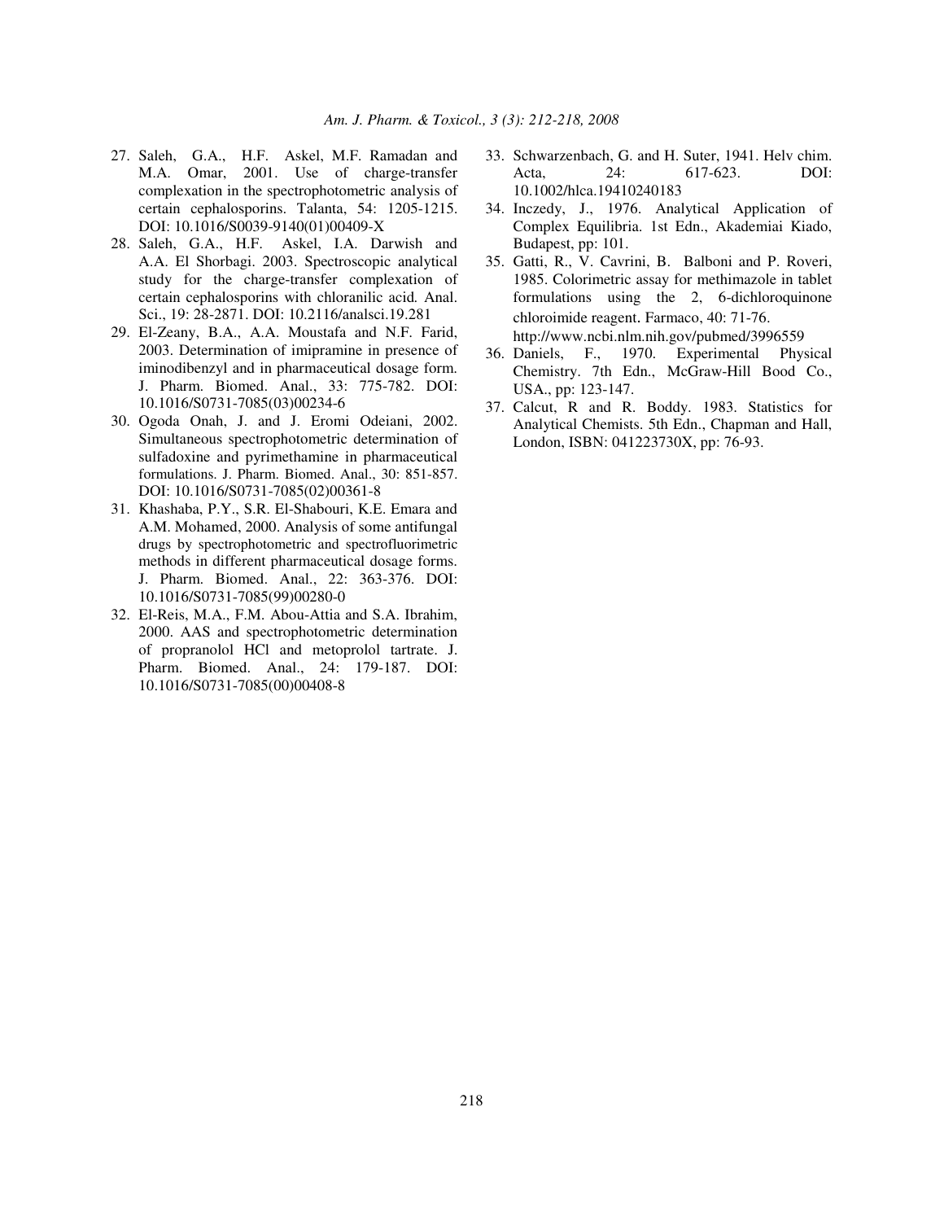27. Saleh, G.A., H.F. Askel, M.F. Ramadan and M.A. Omar, 2001. Use of charge-transfer complexation in the spectrophotometric analysis of certain cephalosporins. Talanta, 54: 1205-1215. DOI: 10.1016/S0039-9140(01)00409-X
28. Saleh, G.A., H.F. Askel, I.A. Darwish and A.A. El Shorbagi. 2003. Spectroscopic analytical study for the charge-transfer complexation of certain cephalosporins with chloranilic acid. Anal. Sci., 19: 28-2871. DOI: 10.2116/analsci.19.281
29. El-Zeany, B.A., A.A. Moustafa and N.F. Farid, 2003. Determination of imipramine in presence of iminodibenzyl and in pharmaceutical dosage form. J. Pharm. Biomed. Anal., 33: 775-782. DOI: 10.1016/S0731-7085(03)00234-6
30. Ogoda Onah, J. and J. Eromi Odeiani, 2002. Simultaneous spectrophotometric determination of sulfadoxine and pyrimethamine in pharmaceutical formulations. J. Pharm. Biomed. Anal., 30: 851-857. DOI: 10.1016/S0731-7085(02)00361-8
31. Khashaba, P.Y., S.R. El-Shabouri, K.E. Emara and A.M. Mohamed, 2000. Analysis of some antifungal drugs by spectrophotometric and spectrofluorimetric methods in different pharmaceutical dosage forms. J. Pharm. Biomed. Anal., 22: 363-376. DOI: 10.1016/S0731-7085(99)00280-0
32. El-Reis, M.A., F.M. Abou-Attia and S.A. Ibrahim, 2000. AAS and spectrophotometric determination of propranolol HCl and metoprolol tartrate. J. Pharm. Biomed. Anal., 24: 179-187. DOI: 10.1016/S0731-7085(00)00408-8
33. Schwarzenbach, G. and H. Suter, 1941. Helv chim. Acta, 24: 617-623. DOI: 10.1002/hlca.19410240183
34. Inczedy, J., 1976. Analytical Application of Complex Equilibria. 1st Edn., Akademiai Kiado, Budapest, pp: 101.
35. Gatti, R., V. Cavrini, B. Balboni and P. Roveri, 1985. Colorimetric assay for methimazole in tablet formulations using the 2, 6-dichloroquinone chloroimide reagent. Farmaco, 40: 71-76. http://www.ncbi.nlm.nih.gov/pubmed/3996559
36. Daniels, F., 1970. Experimental Physical Chemistry. 7th Edn., McGraw-Hill Bood Co., USA., pp: 123-147.
37. Calcut, R and R. Boddy. 1983. Statistics for Analytical Chemists. 5th Edn., Chapman and Hall, London, ISBN: 041223730X, pp: 76-93.